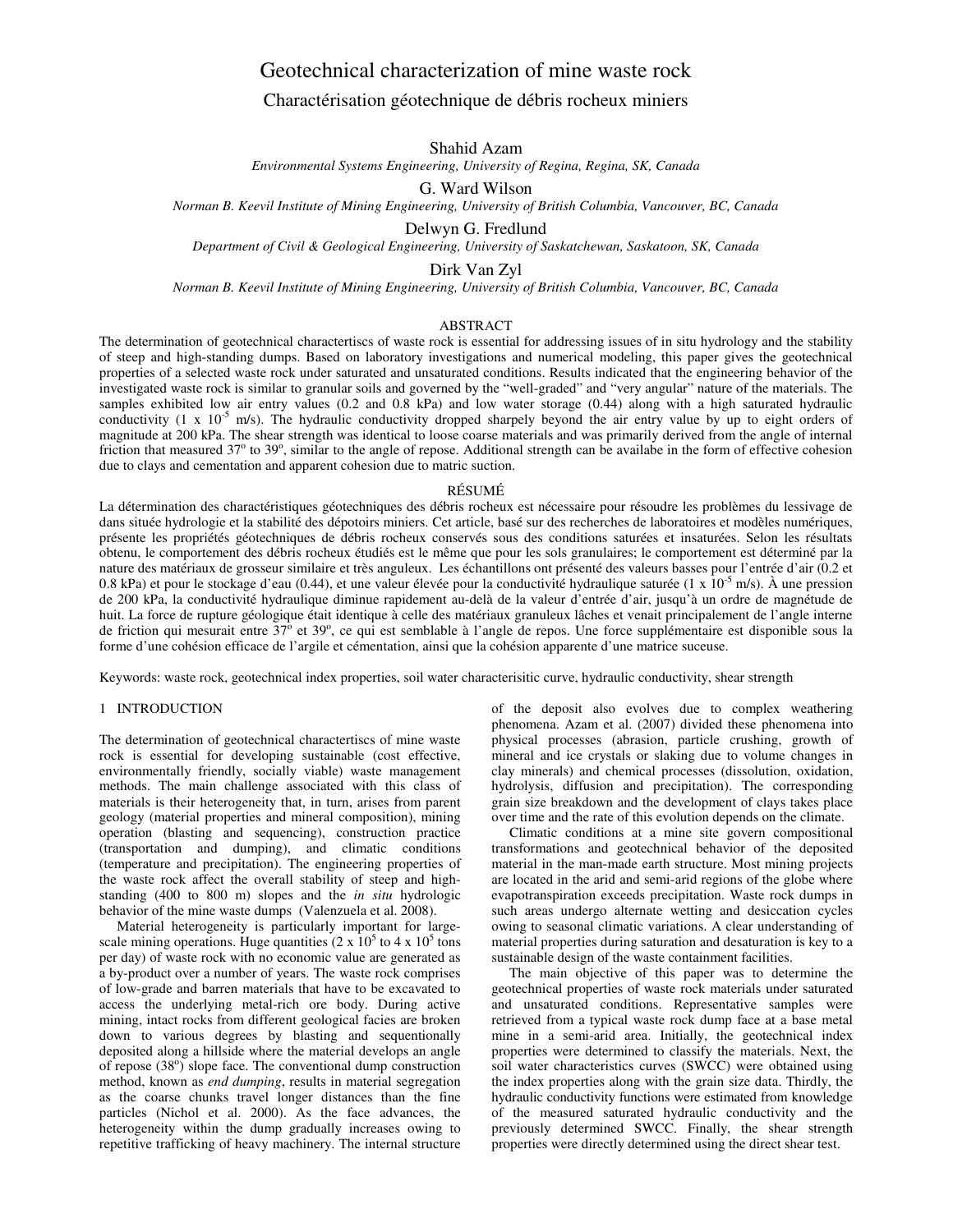# Geotechnical characterization of mine waste rock

## Caractérisation géotechnique de débris rocheux miniers

Shahid Azam
*Environmental Systems Engineering, University of Regina, Regina, SK, Canada*

G. Ward Wilson
*Norman B. Keevil Institute of Mining Engineering, University of British Columbia, Vancouver, BC, Canada*

Delwyn G. Fredlund
*Department of Civil & Geological Engineering, University of Saskatchewan, Saskatoon, SK, Canada*

Dirk Van Zyl
*Norman B. Keevil Institute of Mining Engineering, University of British Columbia, Vancouver, BC, Canada*

### ABSTRACT

The determination of geotechnical charactertiscs of waste rock is essential for addressing issues of in situ hydrology and the stability of steep and high-standing dumps. Based on laboratory investigations and numerical modeling, this paper gives the geotechnical properties of a selected waste rock under saturated and unsaturated conditions. Results indicated that the engineering behavior of the investigated waste rock is similar to granular soils and governed by the "well-graded" and "very angular" nature of the materials. The samples exhibited low air entry values (0.2 and 0.8 kPa) and low water storage (0.44) along with a high saturated hydraulic conductivity ($1 \times 10^{-5}$ m/s). The hydraulic conductivity dropped sharply beyond the air entry value by up to eight orders of magnitude at 200 kPa. The shear strength was identical to loose coarse materials and was primarily derived from the angle of internal friction that measured 37° to 39°, similar to the angle of repose. Additional strength can be availabe in the form of effective cohesion due to clays and cementation and apparent cohesion due to matric suction.

### RÉSUMÉ

La détermination des charactéristiques géotechniques des débris rocheux est nécessaire pour résoudre les problèmes du lessivage de dans située hydrologie et la stabilité des dépotoirs miniers. Cet article, basé sur des recherches de laboratoires et modèles numériques, présente les propriétés géotechniques de débris rocheux conservés sous des conditions saturées et insaturées. Selon les résultats obtenu, le comportement des débris rocheux étudiés est le même que pour les sols granulaires; le comportement est déterminé par la nature des matériaux de grosseur similaire et très anguleux. Les échantillons ont présenté des valeurs basses pour l'entrée d'air (0.2 et 0.8 kPa) et pour le stockage d'eau (0.44), et une valeur élevée pour la conductivité hydraulique saturée ($1 \times 10^{-5}$ m/s). À une pression de 200 kPa, la conductivité hydraulique diminue rapidement au-delà de la valeur d'entrée d'air, jusqu'à un ordre de magnétude de huit. La force de rupture géologique était identique à celle des matériaux granuleux lâches et venait principalement de l'angle interne de friction qui mesurait entre 37° et 39°, ce qui est semblable à l'angle de repos. Une force supplémentaire est disponible sous la forme d'une cohésion efficace de l'argile et cémentation, ainsi que la cohésion apparente d'une matrice suceuse.

Keywords: waste rock, geotechnical index properties, soil water characterisitic curve, hydraulic conductivity, shear strength

## 1 INTRODUCTION

The determination of geotechnical charactertiscs of mine waste rock is essential for developing sustainable (cost effective, environmentally friendly, socially viable) waste management methods. The main challenge associated with this class of materials is their heterogeneity that, in turn, arises from parent geology (material properties and mineral composition), mining operation (blasting and sequencing), construction practice (transportation and dumping), and climatic conditions (temperature and precipitation). The engineering properties of the waste rock affect the overall stability of steep and high-standing (400 to 800 m) slopes and the *in situ* hydrologic behavior of the mine waste dumps (Valenzuela et al. 2008).

Material heterogeneity is particularly important for large-scale mining operations. Huge quantities ($2 \times 10^5$ to $4 \times 10^5$ tons per day) of waste rock with no economic value are generated as a by-product over a number of years. The waste rock comprises of low-grade and barren materials that have to be excavated to access the underlying metal-rich ore body. During active mining, intact rocks from different geological facies are broken down to various degrees by blasting and sequentionally deposited along a hillside where the material develops an angle of repose (38°) slope face. The conventional dump construction method, known as *end dumping*, results in material segregation as the coarse chunks travel longer distances than the fine particles (Nichol et al. 2000). As the face advances, the heterogeneity within the dump gradually increases owing to repetitive trafficking of heavy machinery. The internal structure of the deposit also evolves due to complex weathering phenomena. Azam et al. (2007) divided these phenomena into physical processes (abrasion, particle crushing, growth of mineral and ice crystals or slaking due to volume changes in clay minerals) and chemical processes (dissolution, oxidation, hydrolysis, diffusion and precipitation). The corresponding grain size breakdown and the development of clays takes place over time and the rate of this evolution depends on the climate.

Climatic conditions at a mine site govern compositional transformations and geotechnical behavior of the deposited material in the man-made earth structure. Most mining projects are located in the arid and semi-arid regions of the globe where evapotranspiration exceeds precipitation. Waste rock dumps in such areas undergo alternate wetting and desiccation cycles owing to seasonal climatic variations. A clear understanding of material properties during saturation and desaturation is key to a sustainable design of the waste containment facilities.

The main objective of this paper was to determine the geotechnical properties of waste rock materials under saturated and unsaturated conditions. Representative samples were retrieved from a typical waste rock dump face at a base metal mine in a semi-arid area. Initially, the geotechnical index properties were determined to classify the materials. Next, the soil water characteristics curves (SWCC) were obtained using the index properties along with the grain size data. Thirdly, the hydraulic conductivity functions were estimated from knowledge of the measured saturated hydraulic conductivity and the previously determined SWCC. Finally, the shear strength properties were directly determined using the direct shear test.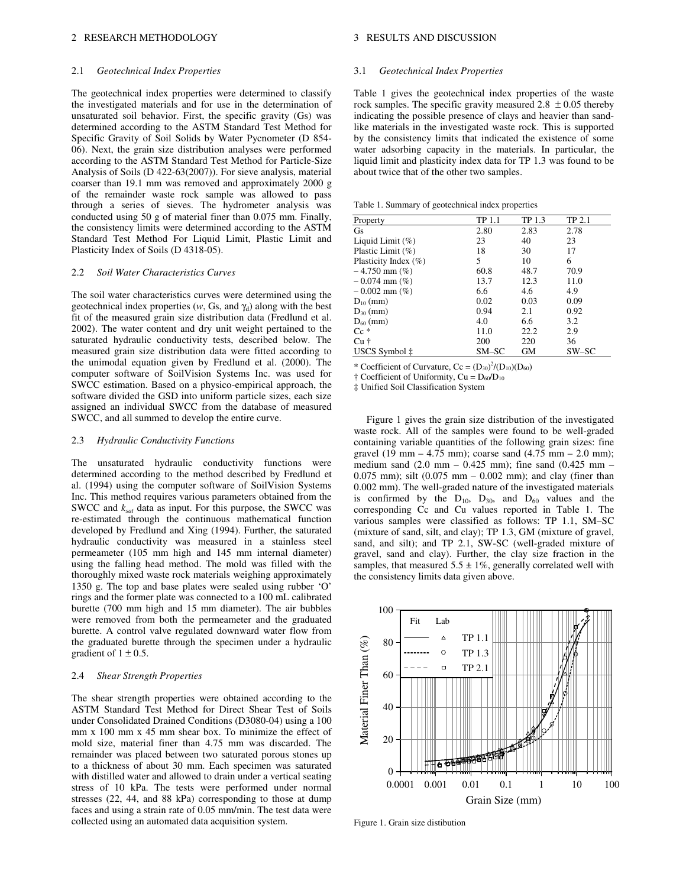## 2 RESEARCH METHODOLOGY

### 2.1 *Geotechnical Index Properties*

The geotechnical index properties were determined to classify the investigated materials and for use in the determination of unsaturated soil behavior. First, the specific gravity (Gs) was determined according to the ASTM Standard Test Method for Specific Gravity of Soil Solids by Water Pycnometer (D 854-06). Next, the grain size distribution analyses were performed according to the ASTM Standard Test Method for Particle-Size Analysis of Soils (D 422-63(2007)). For sieve analysis, material coarser than 19.1 mm was removed and approximately 2000 g of the remainder waste rock sample was allowed to pass through a series of sieves. The hydrometer analysis was conducted using 50 g of material finer than 0.075 mm. Finally, the consistency limits were determined according to the ASTM Standard Test Method For Liquid Limit, Plastic Limit and Plasticity Index of Soils (D 4318-05).

### 2.2 *Soil Water Characteristics Curves*

The soil water characteristics curves were determined using the geotechnical index properties ($w$, Gs, and $\gamma_d$) along with the best fit of the measured grain size distribution data (Fredlund et al. 2002). The water content and dry unit weight pertained to the saturated hydraulic conductivity tests, described below. The measured grain size distribution data were fitted according to the unimodal equation given by Fredlund et al. (2000). The computer software of SoilVision Systems Inc. was used for SWCC estimation. Based on a physico-empirical approach, the software divided the GSD into uniform particle sizes, each size assigned an individual SWCC from the database of measured SWCC, and all summed to develop the entire curve.

### 2.3 *Hydraulic Conductivity Functions*

The unsaturated hydraulic conductivity functions were determined according to the method described by Fredlund et al. (1994) using the computer software of SoilVision Systems Inc. This method requires various parameters obtained from the SWCC and $k_{sat}$ data as input. For this purpose, the SWCC was re-estimated through the continuous mathematical function developed by Fredlund and Xing (1994). Further, the saturated hydraulic conductivity was measured in a stainless steel permeameter (105 mm high and 145 mm internal diameter) using the falling head method. The mold was filled with the thoroughly mixed waste rock materials weighing approximately 1350 g. The top and base plates were sealed using rubber 'O' rings and the former plate was connected to a 100 mL calibrated burette (700 mm high and 15 mm diameter). The air bubbles were removed from both the permeameter and the graduated burette. A control valve regulated downward water flow from the graduated burette through the specimen under a hydraulic gradient of $1 \pm 0.5$.

### 2.4 *Shear Strength Properties*

The shear strength properties were obtained according to the ASTM Standard Test Method for Direct Shear Test of Soils under Consolidated Drained Conditions (D3080-04) using a 100 mm x 100 mm x 45 mm shear box. To minimize the effect of mold size, material finer than 4.75 mm was discarded. The remainder was placed between two saturated porous stones up to a thickness of about 30 mm. Each specimen was saturated with distilled water and allowed to drain under a vertical seating stress of 10 kPa. The tests were performed under normal stresses (22, 44, and 88 kPa) corresponding to those at dump faces and using a strain rate of 0.05 mm/min. The test data were collected using an automated data acquisition system.

## 3 RESULTS AND DISCUSSION

### 3.1 *Geotechnical Index Properties*

Table 1 gives the geotechnical index properties of the waste rock samples. The specific gravity measured $2.8 \pm 0.05$ thereby indicating the possible presence of clays and heavier than sand-like materials in the investigated waste rock. This is supported by the consistency limits that indicated the existence of some water adsorbing capacity in the materials. In particular, the liquid limit and plasticity index data for TP 1.3 was found to be about twice that of the other two samples.

Table 1. Summary of geotechnical index properties

| Property | TP 1.1 | TP 1.3 | TP 2.1 |
|---|---|---|---|
| Gs | 2.80 | 2.83 | 2.78 |
| Liquid Limit (%) | 23 | 40 | 23 |
| Plastic Limit (%) | 18 | 30 | 17 |
| Plasticity Index (%) | 5 | 10 | 6 |
| – 4.750 mm (%) | 60.8 | 48.7 | 70.9 |
| – 0.074 mm (%) | 13.7 | 12.3 | 11.0 |
| – 0.002 mm (%) | 6.6 | 4.6 | 4.9 |
| $D_{10}$ (mm) | 0.02 | 0.03 | 0.09 |
| $D_{30}$ (mm) | 0.94 | 2.1 | 0.92 |
| $D_{60}$ (mm) | 4.0 | 6.6 | 3.2 |
| Cc * | 11.0 | 22.2 | 2.9 |
| Cu † | 200 | 220 | 36 |
| USCS Symbol ‡ | SM–SC | GM | SW–SC |

* Coefficient of Curvature, $Cc = (D_{30})^2/(D_{10})(D_{60})$

† Coefficient of Uniformity, $Cu = D_{60}/D_{10}$

‡ Unified Soil Classification System

Figure 1 gives the grain size distribution of the investigated waste rock. All of the samples were found to be well-graded containing variable quantities of the following grain sizes: fine gravel (19 mm – 4.75 mm); coarse sand (4.75 mm – 2.0 mm); medium sand (2.0 mm – 0.425 mm); fine sand (0.425 mm – 0.075 mm); silt (0.075 mm – 0.002 mm); and clay (finer than 0.002 mm). The well-graded nature of the investigated materials is confirmed by the $D_{10}$, $D_{30}$, and $D_{60}$ values and the corresponding Cc and Cu values reported in Table 1. The various samples were classified as follows: TP 1.1, SM–SC (mixture of sand, silt, and clay); TP 1.3, GM (mixture of gravel, sand, and silt); and TP 2.1, SW-SC (well-graded mixture of gravel, sand and clay). Further, the clay size fraction in the samples, that measured $5.5 \pm 1\%$, generally correlated well with the consistency limits data given above.

Figure 1. Grain size distibution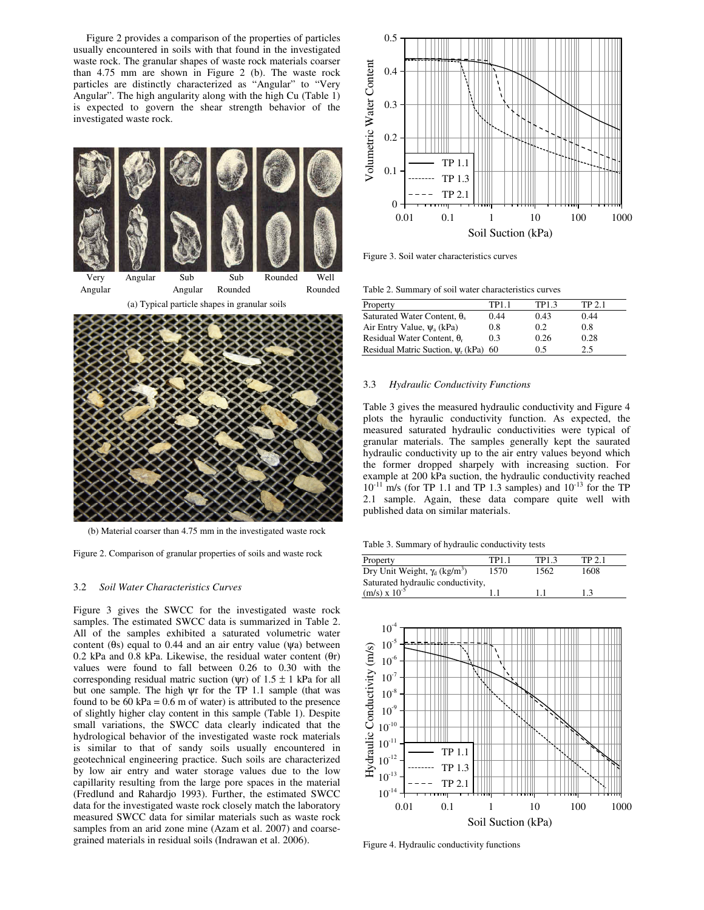Figure 2 provides a comparison of the properties of particles usually encountered in soils with that found in the investigated waste rock. The granular shapes of waste rock materials coarser than 4.75 mm are shown in Figure 2 (b). The waste rock particles are distinctly characterized as "Angular" to "Very Angular". The high angularity along with the high Cu (Table 1) is expected to govern the shear strength behavior of the investigated waste rock.

(a) Typical particle shapes in granular soils

(b) Material coarser than 4.75 mm in the investigated waste rock

Figure 2. Comparison of granular properties of soils and waste rock

### 3.2 *Soil Water Characteristics Curves*

Figure 3 gives the SWCC for the investigated waste rock samples. The estimated SWCC data is summarized in Table 2. All of the samples exhibited a saturated volumetric water content ($\theta$s) equal to 0.44 and an air entry value ($\psi$a) between 0.2 kPa and 0.8 kPa. Likewise, the residual water content ($\theta$r) values were found to fall between 0.26 to 0.30 with the corresponding residual matric suction ($\psi$r) of 1.5 ± 1 kPa for all but one sample. The high $\psi$r for the TP 1.1 sample (that was found to be 60 kPa = 0.6 m of water) is attributed to the presence of slightly higher clay content in this sample (Table 1). Despite small variations, the SWCC data clearly indicated that the hydrological behavior of the investigated waste rock materials is similar to that of sandy soils usually encountered in geotechnical engineering practice. Such soils are characterized by low air entry and water storage values due to the low capillarity resulting from the large pore spaces in the material (Fredlund and Rahardjo 1993). Further, the estimated SWCC data for the investigated waste rock closely match the laboratory measured SWCC data for similar materials such as waste rock samples from an arid zone mine (Azam et al. 2007) and coarse-grained materials in residual soils (Indrawan et al. 2006).

Figure 3. Soil water characteristics curves

Table 2. Summary of soil water characteristics curves

| Property | TP1.1 | TP1.3 | TP 2.1 |
|---|---|---|---|
| Saturated Water Content, $\theta_s$ | 0.44 | 0.43 | 0.44 |
| Air Entry Value, $\psi_a$ (kPa) | 0.8 | 0.2 | 0.8 |
| Residual Water Content, $\theta_r$ | 0.3 | 0.26 | 0.28 |
| Residual Matric Suction, $\psi_r$ (kPa) | 60 | 0.5 | 2.5 |

### 3.3 *Hydraulic Conductivity Functions*

Table 3 gives the measured hydraulic conductivity and Figure 4 plots the hyraulic conductivity function. As expected, the measured saturated hydraulic conductivities were typical of granular materials. The samples generally kept the saurated hydraulic conductivity up to the air entry values beyond which the former dropped sharpely with increasing suction. For example at 200 kPa suction, the hydraulic conductivity reached $10^{-11}$ m/s (for TP 1.1 and TP 1.3 samples) and $10^{-13}$ for the TP 2.1 sample. Again, these data compare quite well with published data on similar materials.

Table 3. Summary of hydraulic conductivity tests

| Property | TP1.1 | TP1.3 | TP 2.1 |
|---|---|---|---|
| Dry Unit Weight, $\gamma_d$ (kg/m$^3$) | 1570 | 1562 | 1608 |
| Saturated hydraulic conductivity, (m/s) x $10^{-5}$ | 1.1 | 1.1 | 1.3 |

Figure 4. Hydraulic conductivity functions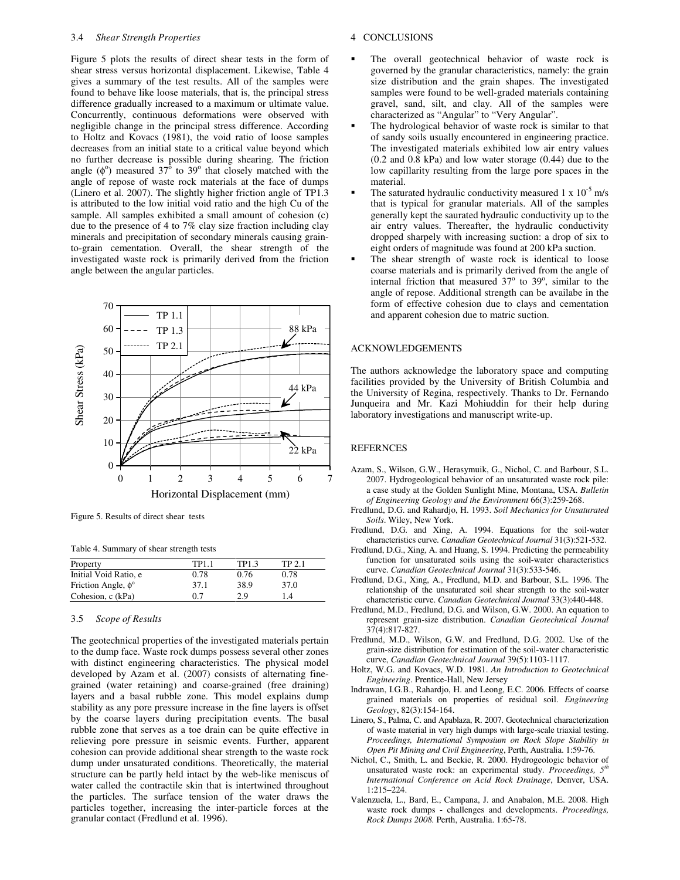### 3.4 *Shear Strength Properties*

Figure 5 plots the results of direct shear tests in the form of shear stress versus horizontal displacement. Likewise, Table 4 gives a summary of the test results. All of the samples were found to behave like loose materials, that is, the principal stress difference gradually increased to a maximum or ultimate value. Concurrently, continuous deformations were observed with negligible change in the principal stress difference. According to Holtz and Kovacs (1981), the void ratio of loose samples decreases from an initial state to a critical value beyond which no further decrease is possible during shearing. The friction angle ($\phi^o$) measured $37^o$ to $39^o$ that closely matched with the angle of repose of waste rock materials at the face of dumps (Linero et al. 2007). The slightly higher friction angle of TP1.3 is attributed to the low initial void ratio and the high Cu of the sample. All samples exhibited a small amount of cohesion (c) due to the presence of 4 to 7% clay size fraction including clay minerals and precipitation of secondary minerals causing grain-to-grain cementation. Overall, the shear strength of the investigated waste rock is primarily derived from the friction angle between the angular particles.

Shear Stress (kPa)
70
60
50
40
30
20
10
0
0 1 2 3 4 5 6 7
Horizontal Displacement (mm)
TP 1.1
TP 1.3
TP 2.1
88 kPa
44 kPa
22 kPa

Figure 5. Results of direct shear tests

Table 4. Summary of shear strength tests

| Property | TP1.1 | TP1.3 | TP 2.1 |
|---|---|---|---|
| Initial Void Ratio, e | 0.78 | 0.76 | 0.78 |
| Friction Angle, $\phi^o$ | 37.1 | 38.9 | 37.0 |
| Cohesion, c (kPa) | 0.7 | 2.9 | 1.4 |

### 3.5 *Scope of Results*

The geotechnical properties of the investigated materials pertain to the dump face. Waste rock dumps possess several other zones with distinct engineering characteristics. The physical model developed by Azam et al. (2007) consists of alternating fine-grained (water retaining) and coarse-grained (free draining) layers and a basal rubble zone. This model explains dump stability as any pore pressure increase in the fine layers is offset by the coarse layers during precipitation events. The basal rubble zone that serves as a toe drain can be quite effective in relieving pore pressure in seismic events. Further, apparent cohesion can provide additional shear strength to the waste rock dump under unsaturated conditions. Theoretically, the material structure can be partly held intact by the web-like meniscus of water called the contractile skin that is intertwined throughout the particles. The surface tension of the water draws the particles together, increasing the inter-particle forces at the granular contact (Fredlund et al. 1996).

## 4 CONCLUSIONS

- The overall geotechnical behavior of waste rock is governed by the granular characteristics, namely: the grain size distribution and the grain shapes. The investigated samples were found to be well-graded materials containing gravel, sand, silt, and clay. All of the samples were characterized as "Angular" to "Very Angular".
- The hydrological behavior of waste rock is similar to that of sandy soils usually encountered in engineering practice. The investigated materials exhibited low air entry values (0.2 and 0.8 kPa) and low water storage (0.44) due to the low capillarity resulting from the large pore spaces in the material.
- The saturated hydraulic conductivity measured $1 \times 10^{-5}$ m/s that is typical for granular materials. All of the samples generally kept the saurated hydraulic conductivity up to the air entry values. Thereafter, the hydraulic conductivity dropped sharpely with increasing suction: a drop of six to eight orders of magnitude was found at 200 kPa suction.
- The shear strength of waste rock is identical to loose coarse materials and is primarily derived from the angle of internal friction that measured $37^o$ to $39^o$, similar to the angle of repose. Additional strength can be availabe in the form of effective cohesion due to clays and cementation and apparent cohesion due to matric suction.

## ACKNOWLEDGEMENTS

The authors acknowledge the laboratory space and computing facilities provided by the University of British Columbia and the University of Regina, respectively. Thanks to Dr. Fernando Junqueira and Mr. Kazi Mohiuddin for their help during laboratory investigations and manuscript write-up.

## REFERNCES

Azam, S., Wilson, G.W., Herasymuik, G., Nichol, C. and Barbour, S.L. 2007. Hydrogeological behavior of an unsaturated waste rock pile: a case study at the Golden Sunlight Mine, Montana, USA. *Bulletin of Engineering Geology and the Environment* 66(3):259-268.

Fredlund, D.G. and Rahardjo, H. 1993. *Soil Mechanics for Unsaturated Soils*. Wiley, New York.

Fredlund, D.G. and Xing, A. 1994. Equations for the soil-water characteristics curve. *Canadian Geotechnical Journal* 31(3):521-532.

Fredlund, D.G., Xing, A. and Huang, S. 1994. Predicting the permeability function for unsaturated soils using the soil-water characteristics curve. *Canadian Geotechnical Journal* 31(3):533-546.

Fredlund, D.G., Xing, A., Fredlund, M.D. and Barbour, S.L. 1996. The relationship of the unsaturated soil shear strength to the soil-water characteristic curve. *Canadian Geotechnical Journal* 33(3):440-448.

Fredlund, M.D., Fredlund, D.G. and Wilson, G.W. 2000. An equation to represent grain-size distribution. *Canadian Geotechnical Journal* 37(4):817-827.

Fredlund, M.D., Wilson, G.W. and Fredlund, D.G. 2002. Use of the grain-size distribution for estimation of the soil-water characteristic curve, *Canadian Geotechnical Journal* 39(5):1103-1117.

Holtz, W.G. and Kovacs, W.D. 1981. *An Introduction to Geotechnical Engineering*. Prentice-Hall, New Jersey

Indrawan, I.G.B., Rahardjo, H. and Leong, E.C. 2006. Effects of coarse grained materials on properties of residual soil. *Engineering Geology*, 82(3):154-164.

Linero, S., Palma, C. and Apablaza, R. 2007. Geotechnical characterization of waste material in very high dumps with large-scale triaxial testing. *Proceedings, International Symposium on Rock Slope Stability in Open Pit Mining and Civil Engineering*, Perth, Australia. 1:59-76.

Nichol, C., Smith, L. and Beckie, R. 2000. Hydrogeologic behavior of unsaturated waste rock: an experimental study. *Proceedings, 5th International Conference on Acid Rock Drainage*, Denver, USA. 1:215–224.

Valenzuela, L., Bard, E., Campana, J. and Anabalon, M.E. 2008. High waste rock dumps - challenges and developments. *Proceedings, Rock Dumps 2008*. Perth, Australia. 1:65-78.